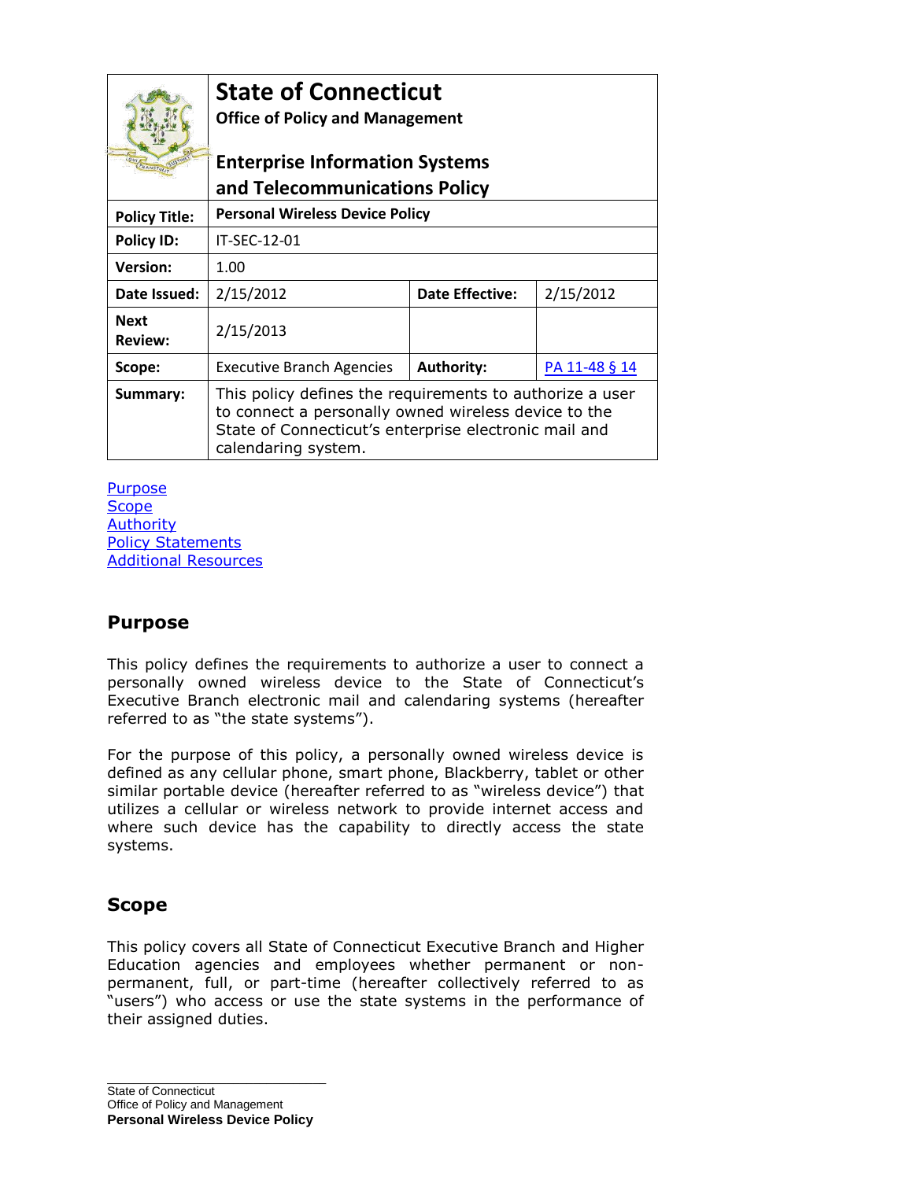| | State of Connecticut<br>Office of Policy and Management<br><br>Enterprise Information Systems and Telecommunications Policy | | |
|---|---|---|---|
| **Policy Title:** | **Personal Wireless Device Policy** | | |
| **Policy ID:** | IT-SEC-12-01 | | |
| **Version:** | 1.00 | | |
| **Date Issued:** | 2/15/2012 | **Date Effective:** | 2/15/2012 |
| **Next Review:** | 2/15/2013 | | |
| **Scope:** | Executive Branch Agencies | **Authority:** | PA 11-48 § 14 |
| **Summary:** | This policy defines the requirements to authorize a user to connect a personally owned wireless device to the State of Connecticut's enterprise electronic mail and calendaring system. | | |

Purpose
Scope
Authority
Policy Statements
Additional Resources

## Purpose

This policy defines the requirements to authorize a user to connect a personally owned wireless device to the State of Connecticut's Executive Branch electronic mail and calendaring systems (hereafter referred to as "the state systems").

For the purpose of this policy, a personally owned wireless device is defined as any cellular phone, smart phone, Blackberry, tablet or other similar portable device (hereafter referred to as "wireless device") that utilizes a cellular or wireless network to provide internet access and where such device has the capability to directly access the state systems.

## Scope

This policy covers all State of Connecticut Executive Branch and Higher Education agencies and employees whether permanent or non-permanent, full, or part-time (hereafter collectively referred to as "users") who access or use the state systems in the performance of their assigned duties.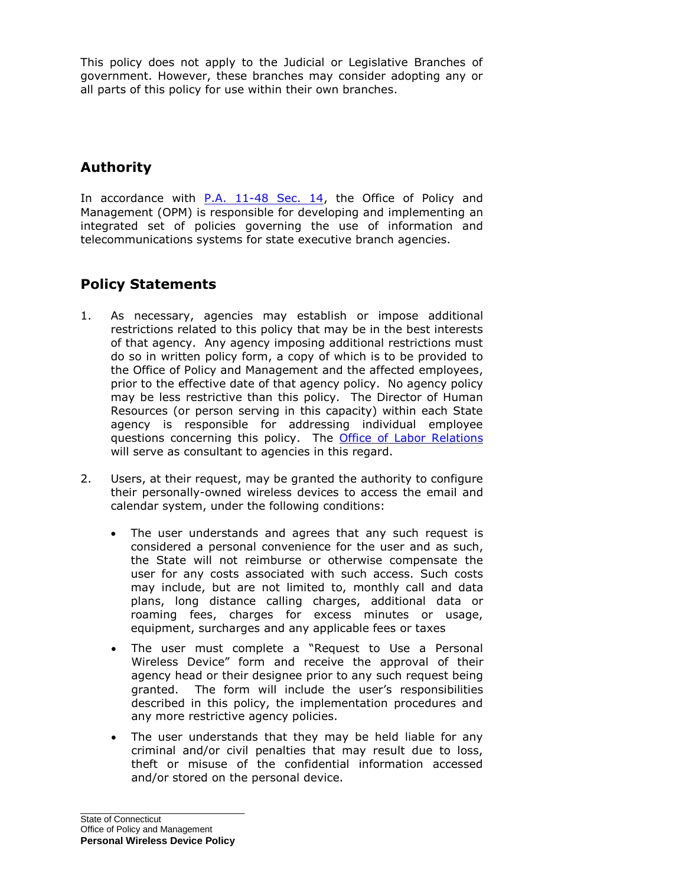This policy does not apply to the Judicial or Legislative Branches of government. However, these branches may consider adopting any or all parts of this policy for use within their own branches.

## Authority

In accordance with [P.A. 11-48 Sec. 14](), the Office of Policy and Management (OPM) is responsible for developing and implementing an integrated set of policies governing the use of information and telecommunications systems for state executive branch agencies.

## Policy Statements

1. As necessary, agencies may establish or impose additional restrictions related to this policy that may be in the best interests of that agency. Any agency imposing additional restrictions must do so in written policy form, a copy of which is to be provided to the Office of Policy and Management and the affected employees, prior to the effective date of that agency policy. No agency policy may be less restrictive than this policy. The Director of Human Resources (or person serving in this capacity) within each State agency is responsible for addressing individual employee questions concerning this policy. The [Office of Labor Relations]() will serve as consultant to agencies in this regard.

2. Users, at their request, may be granted the authority to configure their personally-owned wireless devices to access the email and calendar system, under the following conditions:

   - The user understands and agrees that any such request is considered a personal convenience for the user and as such, the State will not reimburse or otherwise compensate the user for any costs associated with such access. Such costs may include, but are not limited to, monthly call and data plans, long distance calling charges, additional data or roaming fees, charges for excess minutes or usage, equipment, surcharges and any applicable fees or taxes

   - The user must complete a "Request to Use a Personal Wireless Device" form and receive the approval of their agency head or their designee prior to any such request being granted. The form will include the user's responsibilities described in this policy, the implementation procedures and any more restrictive agency policies.

   - The user understands that they may be held liable for any criminal and/or civil penalties that may result due to loss, theft or misuse of the confidential information accessed and/or stored on the personal device.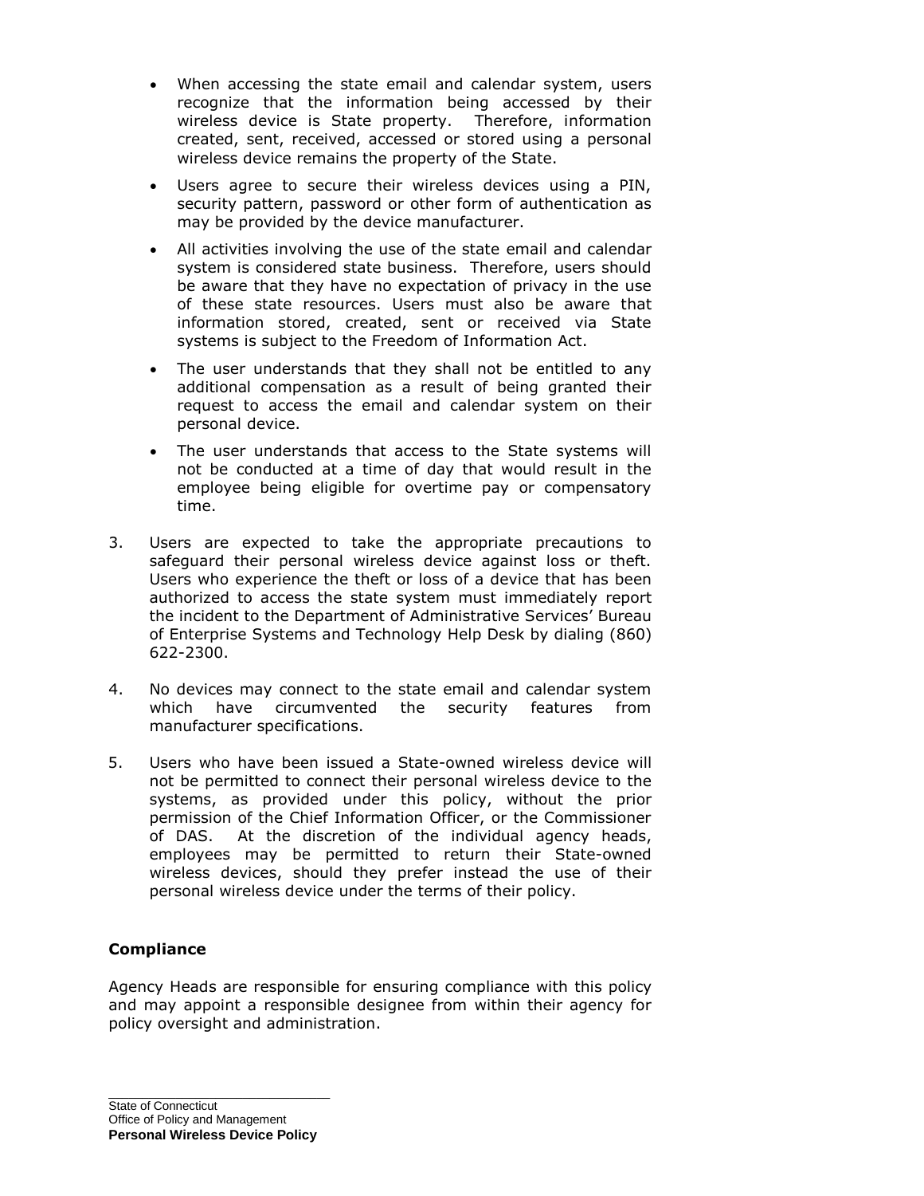- When accessing the state email and calendar system, users recognize that the information being accessed by their wireless device is State property. Therefore, information created, sent, received, accessed or stored using a personal wireless device remains the property of the State.
- Users agree to secure their wireless devices using a PIN, security pattern, password or other form of authentication as may be provided by the device manufacturer.
- All activities involving the use of the state email and calendar system is considered state business. Therefore, users should be aware that they have no expectation of privacy in the use of these state resources. Users must also be aware that information stored, created, sent or received via State systems is subject to the Freedom of Information Act.
- The user understands that they shall not be entitled to any additional compensation as a result of being granted their request to access the email and calendar system on their personal device.
- The user understands that access to the State systems will not be conducted at a time of day that would result in the employee being eligible for overtime pay or compensatory time.

3. Users are expected to take the appropriate precautions to safeguard their personal wireless device against loss or theft. Users who experience the theft or loss of a device that has been authorized to access the state system must immediately report the incident to the Department of Administrative Services' Bureau of Enterprise Systems and Technology Help Desk by dialing (860) 622-2300.

4. No devices may connect to the state email and calendar system which have circumvented the security features from manufacturer specifications.

5. Users who have been issued a State-owned wireless device will not be permitted to connect their personal wireless device to the systems, as provided under this policy, without the prior permission of the Chief Information Officer, or the Commissioner of DAS. At the discretion of the individual agency heads, employees may be permitted to return their State-owned wireless devices, should they prefer instead the use of their personal wireless device under the terms of their policy.

**Compliance**

Agency Heads are responsible for ensuring compliance with this policy and may appoint a responsible designee from within their agency for policy oversight and administration.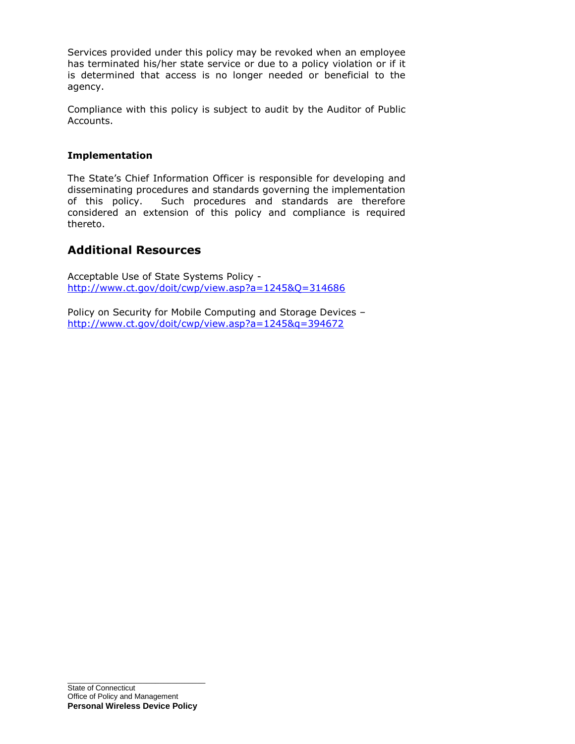Services provided under this policy may be revoked when an employee has terminated his/her state service or due to a policy violation or if it is determined that access is no longer needed or beneficial to the agency.

Compliance with this policy is subject to audit by the Auditor of Public Accounts.

**Implementation**

The State's Chief Information Officer is responsible for developing and disseminating procedures and standards governing the implementation of this policy. Such procedures and standards are therefore considered an extension of this policy and compliance is required thereto.

## Additional Resources

Acceptable Use of State Systems Policy - http://www.ct.gov/doit/cwp/view.asp?a=1245&Q=314686

Policy on Security for Mobile Computing and Storage Devices – http://www.ct.gov/doit/cwp/view.asp?a=1245&q=394672